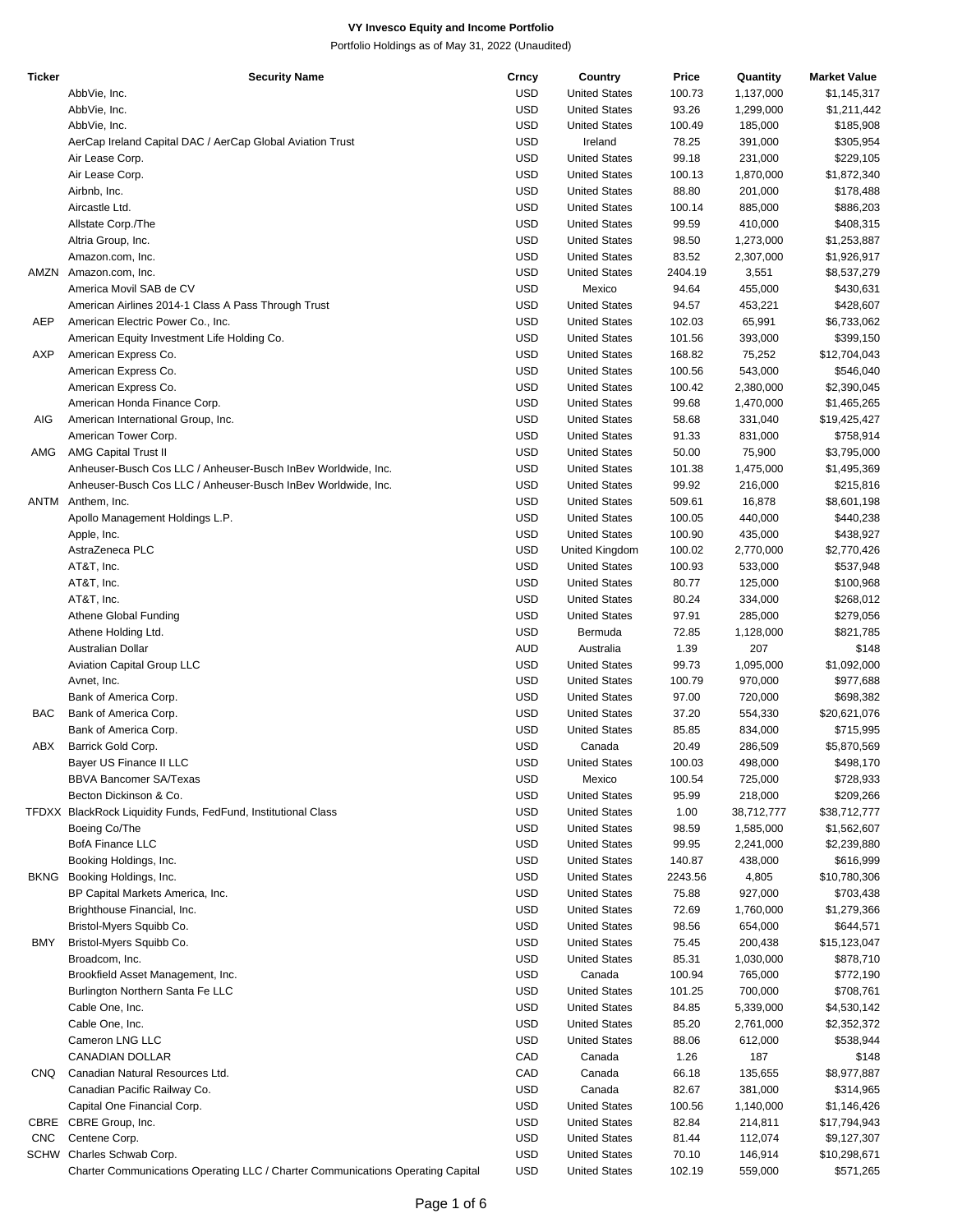# VY Invesco Equity and Income Portfolio

Portfolio Holdings as of May 31, 2022 (Unaudited)

| Ticker | Security Name | Crncy | Country | Price | Quantity | Market Value |
|---|---|---|---|---|---|---|
| | AbbVie, Inc. | USD | United States | 100.73 | 1,137,000 | $1,145,317 |
| | AbbVie, Inc. | USD | United States | 93.26 | 1,299,000 | $1,211,442 |
| | AbbVie, Inc. | USD | United States | 100.49 | 185,000 | $185,908 |
| | AerCap Ireland Capital DAC / AerCap Global Aviation Trust | USD | Ireland | 78.25 | 391,000 | $305,954 |
| | Air Lease Corp. | USD | United States | 99.18 | 231,000 | $229,105 |
| | Air Lease Corp. | USD | United States | 100.13 | 1,870,000 | $1,872,340 |
| | Airbnb, Inc. | USD | United States | 88.80 | 201,000 | $178,488 |
| | Aircastle Ltd. | USD | United States | 100.14 | 885,000 | $886,203 |
| | Allstate Corp./The | USD | United States | 99.59 | 410,000 | $408,315 |
| | Altria Group, Inc. | USD | United States | 98.50 | 1,273,000 | $1,253,887 |
| | Amazon.com, Inc. | USD | United States | 83.52 | 2,307,000 | $1,926,917 |
| AMZN | Amazon.com, Inc. | USD | United States | 2404.19 | 3,551 | $8,537,279 |
| | America Movil SAB de CV | USD | Mexico | 94.64 | 455,000 | $430,631 |
| | American Airlines 2014-1 Class A Pass Through Trust | USD | United States | 94.57 | 453,221 | $428,607 |
| AEP | American Electric Power Co., Inc. | USD | United States | 102.03 | 65,991 | $6,733,062 |
| | American Equity Investment Life Holding Co. | USD | United States | 101.56 | 393,000 | $399,150 |
| AXP | American Express Co. | USD | United States | 168.82 | 75,252 | $12,704,043 |
| | American Express Co. | USD | United States | 100.56 | 543,000 | $546,040 |
| | American Express Co. | USD | United States | 100.42 | 2,380,000 | $2,390,045 |
| | American Honda Finance Corp. | USD | United States | 99.68 | 1,470,000 | $1,465,265 |
| AIG | American International Group, Inc. | USD | United States | 58.68 | 331,040 | $19,425,427 |
| | American Tower Corp. | USD | United States | 91.33 | 831,000 | $758,914 |
| AMG | AMG Capital Trust II | USD | United States | 50.00 | 75,900 | $3,795,000 |
| | Anheuser-Busch Cos LLC / Anheuser-Busch InBev Worldwide, Inc. | USD | United States | 101.38 | 1,475,000 | $1,495,369 |
| | Anheuser-Busch Cos LLC / Anheuser-Busch InBev Worldwide, Inc. | USD | United States | 99.92 | 216,000 | $215,816 |
| ANTM | Anthem, Inc. | USD | United States | 509.61 | 16,878 | $8,601,198 |
| | Apollo Management Holdings L.P. | USD | United States | 100.05 | 440,000 | $440,238 |
| | Apple, Inc. | USD | United States | 100.90 | 435,000 | $438,927 |
| | AstraZeneca PLC | USD | United Kingdom | 100.02 | 2,770,000 | $2,770,426 |
| | AT&T, Inc. | USD | United States | 100.93 | 533,000 | $537,948 |
| | AT&T, Inc. | USD | United States | 80.77 | 125,000 | $100,968 |
| | AT&T, Inc. | USD | United States | 80.24 | 334,000 | $268,012 |
| | Athene Global Funding | USD | United States | 97.91 | 285,000 | $279,056 |
| | Athene Holding Ltd. | USD | Bermuda | 72.85 | 1,128,000 | $821,785 |
| | Australian Dollar | AUD | Australia | 1.39 | 207 | $148 |
| | Aviation Capital Group LLC | USD | United States | 99.73 | 1,095,000 | $1,092,000 |
| | Avnet, Inc. | USD | United States | 100.79 | 970,000 | $977,688 |
| | Bank of America Corp. | USD | United States | 97.00 | 720,000 | $698,382 |
| BAC | Bank of America Corp. | USD | United States | 37.20 | 554,330 | $20,621,076 |
| | Bank of America Corp. | USD | United States | 85.85 | 834,000 | $715,995 |
| ABX | Barrick Gold Corp. | USD | Canada | 20.49 | 286,509 | $5,870,569 |
| | Bayer US Finance II LLC | USD | United States | 100.03 | 498,000 | $498,170 |
| | BBVA Bancomer SA/Texas | USD | Mexico | 100.54 | 725,000 | $728,933 |
| | Becton Dickinson & Co. | USD | United States | 95.99 | 218,000 | $209,266 |
| TFDXX | BlackRock Liquidity Funds, FedFund, Institutional Class | USD | United States | 1.00 | 38,712,777 | $38,712,777 |
| | Boeing Co/The | USD | United States | 98.59 | 1,585,000 | $1,562,607 |
| | BofA Finance LLC | USD | United States | 99.95 | 2,241,000 | $2,239,880 |
| | Booking Holdings, Inc. | USD | United States | 140.87 | 438,000 | $616,999 |
| BKNG | Booking Holdings, Inc. | USD | United States | 2243.56 | 4,805 | $10,780,306 |
| | BP Capital Markets America, Inc. | USD | United States | 75.88 | 927,000 | $703,438 |
| | Brighthouse Financial, Inc. | USD | United States | 72.69 | 1,760,000 | $1,279,366 |
| | Bristol-Myers Squibb Co. | USD | United States | 98.56 | 654,000 | $644,571 |
| BMY | Bristol-Myers Squibb Co. | USD | United States | 75.45 | 200,438 | $15,123,047 |
| | Broadcom, Inc. | USD | United States | 85.31 | 1,030,000 | $878,710 |
| | Brookfield Asset Management, Inc. | USD | Canada | 100.94 | 765,000 | $772,190 |
| | Burlington Northern Santa Fe LLC | USD | United States | 101.25 | 700,000 | $708,761 |
| | Cable One, Inc. | USD | United States | 84.85 | 5,339,000 | $4,530,142 |
| | Cable One, Inc. | USD | United States | 85.20 | 2,761,000 | $2,352,372 |
| | Cameron LNG LLC | USD | United States | 88.06 | 612,000 | $538,944 |
| | CANADIAN DOLLAR | CAD | Canada | 1.26 | 187 | $148 |
| CNQ | Canadian Natural Resources Ltd. | CAD | Canada | 66.18 | 135,655 | $8,977,887 |
| | Canadian Pacific Railway Co. | USD | Canada | 82.67 | 381,000 | $314,965 |
| | Capital One Financial Corp. | USD | United States | 100.56 | 1,140,000 | $1,146,426 |
| CBRE | CBRE Group, Inc. | USD | United States | 82.84 | 214,811 | $17,794,943 |
| CNC | Centene Corp. | USD | United States | 81.44 | 112,074 | $9,127,307 |
| SCHW | Charles Schwab Corp. | USD | United States | 70.10 | 146,914 | $10,298,671 |
| | Charter Communications Operating LLC / Charter Communications Operating Capital | USD | United States | 102.19 | 559,000 | $571,265 |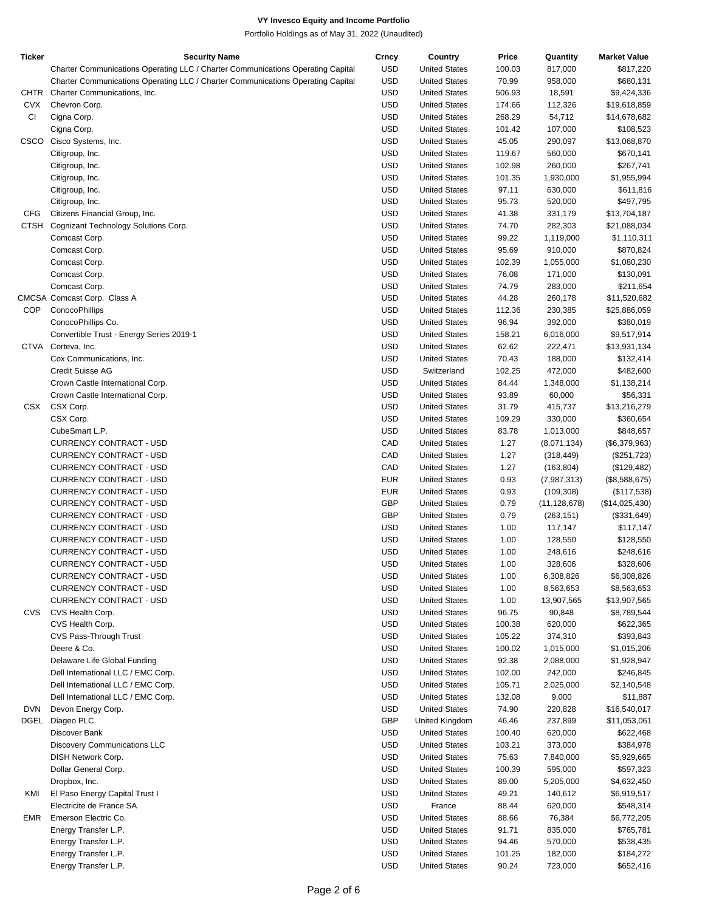# VY Invesco Equity and Income Portfolio

Portfolio Holdings as of May 31, 2022 (Unaudited)

| Ticker | Security Name | Crncy | Country | Price | Quantity | Market Value |
|---|---|---|---|---|---|---|
| | Charter Communications Operating LLC / Charter Communications Operating Capital | USD | United States | 100.03 | 817,000 | $817,220 |
| | Charter Communications Operating LLC / Charter Communications Operating Capital | USD | United States | 70.99 | 958,000 | $680,131 |
| CHTR | Charter Communications, Inc. | USD | United States | 506.93 | 18,591 | $9,424,336 |
| CVX | Chevron Corp. | USD | United States | 174.66 | 112,326 | $19,618,859 |
| CI | Cigna Corp. | USD | United States | 268.29 | 54,712 | $14,678,682 |
| | Cigna Corp. | USD | United States | 101.42 | 107,000 | $108,523 |
| CSCO | Cisco Systems, Inc. | USD | United States | 45.05 | 290,097 | $13,068,870 |
| | Citigroup, Inc. | USD | United States | 119.67 | 560,000 | $670,141 |
| | Citigroup, Inc. | USD | United States | 102.98 | 260,000 | $267,741 |
| | Citigroup, Inc. | USD | United States | 101.35 | 1,930,000 | $1,955,994 |
| | Citigroup, Inc. | USD | United States | 97.11 | 630,000 | $611,816 |
| | Citigroup, Inc. | USD | United States | 95.73 | 520,000 | $497,795 |
| CFG | Citizens Financial Group, Inc. | USD | United States | 41.38 | 331,179 | $13,704,187 |
| CTSH | Cognizant Technology Solutions Corp. | USD | United States | 74.70 | 282,303 | $21,088,034 |
| | Comcast Corp. | USD | United States | 99.22 | 1,119,000 | $1,110,311 |
| | Comcast Corp. | USD | United States | 95.69 | 910,000 | $870,824 |
| | Comcast Corp. | USD | United States | 102.39 | 1,055,000 | $1,080,230 |
| | Comcast Corp. | USD | United States | 76.08 | 171,000 | $130,091 |
| | Comcast Corp. | USD | United States | 74.79 | 283,000 | $211,654 |
| CMCSA | Comcast Corp. Class A | USD | United States | 44.28 | 260,178 | $11,520,682 |
| COP | ConocoPhillips | USD | United States | 112.36 | 230,385 | $25,886,059 |
| | ConocoPhillips Co. | USD | United States | 96.94 | 392,000 | $380,019 |
| | Convertible Trust - Energy Series 2019-1 | USD | United States | 158.21 | 6,016,000 | $9,517,914 |
| CTVA | Corteva, Inc. | USD | United States | 62.62 | 222,471 | $13,931,134 |
| | Cox Communications, Inc. | USD | United States | 70.43 | 188,000 | $132,414 |
| | Credit Suisse AG | USD | Switzerland | 102.25 | 472,000 | $482,600 |
| | Crown Castle International Corp. | USD | United States | 84.44 | 1,348,000 | $1,138,214 |
| | Crown Castle International Corp. | USD | United States | 93.89 | 60,000 | $56,331 |
| CSX | CSX Corp. | USD | United States | 31.79 | 415,737 | $13,216,279 |
| | CSX Corp. | USD | United States | 109.29 | 330,000 | $360,654 |
| | CubeSmart L.P. | USD | United States | 83.78 | 1,013,000 | $848,657 |
| | CURRENCY CONTRACT - USD | CAD | United States | 1.27 | (8,071,134) | ($6,379,963) |
| | CURRENCY CONTRACT - USD | CAD | United States | 1.27 | (318,449) | ($251,723) |
| | CURRENCY CONTRACT - USD | CAD | United States | 1.27 | (163,804) | ($129,482) |
| | CURRENCY CONTRACT - USD | EUR | United States | 0.93 | (7,987,313) | ($8,588,675) |
| | CURRENCY CONTRACT - USD | EUR | United States | 0.93 | (109,308) | ($117,538) |
| | CURRENCY CONTRACT - USD | GBP | United States | 0.79 | (11,128,678) | ($14,025,430) |
| | CURRENCY CONTRACT - USD | GBP | United States | 0.79 | (263,151) | ($331,649) |
| | CURRENCY CONTRACT - USD | USD | United States | 1.00 | 117,147 | $117,147 |
| | CURRENCY CONTRACT - USD | USD | United States | 1.00 | 128,550 | $128,550 |
| | CURRENCY CONTRACT - USD | USD | United States | 1.00 | 248,616 | $248,616 |
| | CURRENCY CONTRACT - USD | USD | United States | 1.00 | 328,606 | $328,606 |
| | CURRENCY CONTRACT - USD | USD | United States | 1.00 | 6,308,826 | $6,308,826 |
| | CURRENCY CONTRACT - USD | USD | United States | 1.00 | 8,563,653 | $8,563,653 |
| | CURRENCY CONTRACT - USD | USD | United States | 1.00 | 13,907,565 | $13,907,565 |
| CVS | CVS Health Corp. | USD | United States | 96.75 | 90,848 | $8,789,544 |
| | CVS Health Corp. | USD | United States | 100.38 | 620,000 | $622,365 |
| | CVS Pass-Through Trust | USD | United States | 105.22 | 374,310 | $393,843 |
| | Deere & Co. | USD | United States | 100.02 | 1,015,000 | $1,015,206 |
| | Delaware Life Global Funding | USD | United States | 92.38 | 2,088,000 | $1,928,947 |
| | Dell International LLC / EMC Corp. | USD | United States | 102.00 | 242,000 | $246,845 |
| | Dell International LLC / EMC Corp. | USD | United States | 105.71 | 2,025,000 | $2,140,548 |
| | Dell International LLC / EMC Corp. | USD | United States | 132.08 | 9,000 | $11,887 |
| DVN | Devon Energy Corp. | USD | United States | 74.90 | 220,828 | $16,540,017 |
| DGEL | Diageo PLC | GBP | United Kingdom | 46.46 | 237,899 | $11,053,061 |
| | Discover Bank | USD | United States | 100.40 | 620,000 | $622,468 |
| | Discovery Communications LLC | USD | United States | 103.21 | 373,000 | $384,978 |
| | DISH Network Corp. | USD | United States | 75.63 | 7,840,000 | $5,929,665 |
| | Dollar General Corp. | USD | United States | 100.39 | 595,000 | $597,323 |
| | Dropbox, Inc. | USD | United States | 89.00 | 5,205,000 | $4,632,450 |
| KMI | El Paso Energy Capital Trust I | USD | United States | 49.21 | 140,612 | $6,919,517 |
| | Electricite de France SA | USD | France | 88.44 | 620,000 | $548,314 |
| EMR | Emerson Electric Co. | USD | United States | 88.66 | 76,384 | $6,772,205 |
| | Energy Transfer L.P. | USD | United States | 91.71 | 835,000 | $765,781 |
| | Energy Transfer L.P. | USD | United States | 94.46 | 570,000 | $538,435 |
| | Energy Transfer L.P. | USD | United States | 101.25 | 182,000 | $184,272 |
| | Energy Transfer L.P. | USD | United States | 90.24 | 723,000 | $652,416 |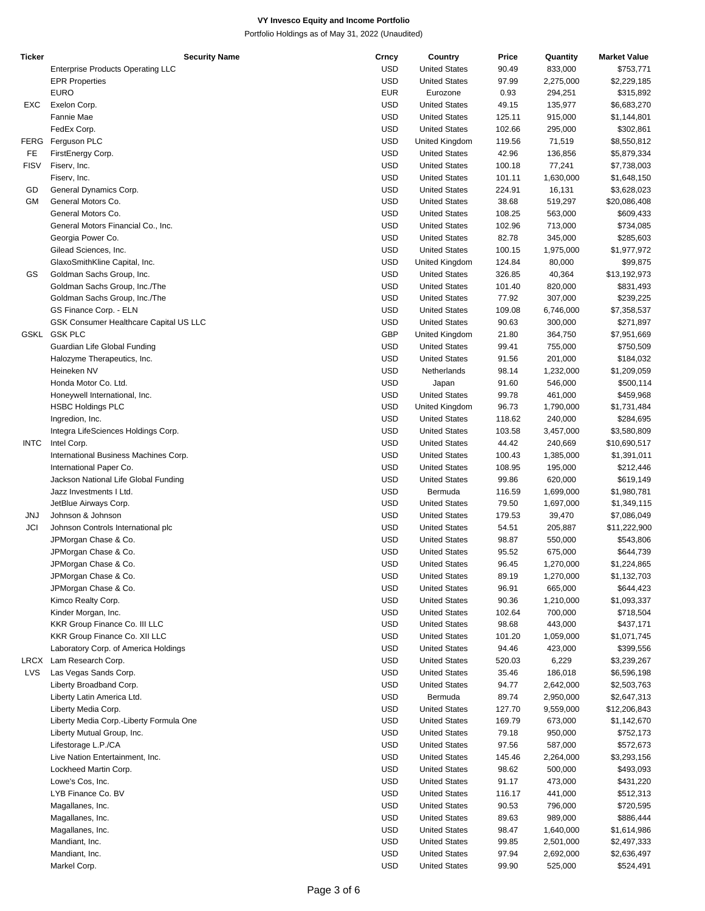# VY Invesco Equity and Income Portfolio

Portfolio Holdings as of May 31, 2022 (Unaudited)

| Ticker | Security Name | Crncy | Country | Price | Quantity | Market Value |
|---|---|---|---|---|---|---|
| | Enterprise Products Operating LLC | USD | United States | 90.49 | 833,000 | $753,771 |
| | EPR Properties | USD | United States | 97.99 | 2,275,000 | $2,229,185 |
| | EURO | EUR | Eurozone | 0.93 | 294,251 | $315,892 |
| EXC | Exelon Corp. | USD | United States | 49.15 | 135,977 | $6,683,270 |
| | Fannie Mae | USD | United States | 125.11 | 915,000 | $1,144,801 |
| | FedEx Corp. | USD | United States | 102.66 | 295,000 | $302,861 |
| FERG | Ferguson PLC | USD | United Kingdom | 119.56 | 71,519 | $8,550,812 |
| FE | FirstEnergy Corp. | USD | United States | 42.96 | 136,856 | $5,879,334 |
| FISV | Fiserv, Inc. | USD | United States | 100.18 | 77,241 | $7,738,003 |
| | Fiserv, Inc. | USD | United States | 101.11 | 1,630,000 | $1,648,150 |
| GD | General Dynamics Corp. | USD | United States | 224.91 | 16,131 | $3,628,023 |
| GM | General Motors Co. | USD | United States | 38.68 | 519,297 | $20,086,408 |
| | General Motors Co. | USD | United States | 108.25 | 563,000 | $609,433 |
| | General Motors Financial Co., Inc. | USD | United States | 102.96 | 713,000 | $734,085 |
| | Georgia Power Co. | USD | United States | 82.78 | 345,000 | $285,603 |
| | Gilead Sciences, Inc. | USD | United States | 100.15 | 1,975,000 | $1,977,972 |
| | GlaxoSmithKline Capital, Inc. | USD | United Kingdom | 124.84 | 80,000 | $99,875 |
| GS | Goldman Sachs Group, Inc. | USD | United States | 326.85 | 40,364 | $13,192,973 |
| | Goldman Sachs Group, Inc./The | USD | United States | 101.40 | 820,000 | $831,493 |
| | Goldman Sachs Group, Inc./The | USD | United States | 77.92 | 307,000 | $239,225 |
| | GS Finance Corp. - ELN | USD | United States | 109.08 | 6,746,000 | $7,358,537 |
| | GSK Consumer Healthcare Capital US LLC | USD | United States | 90.63 | 300,000 | $271,897 |
| GSKL | GSK PLC | GBP | United Kingdom | 21.80 | 364,750 | $7,951,669 |
| | Guardian Life Global Funding | USD | United States | 99.41 | 755,000 | $750,509 |
| | Halozyme Therapeutics, Inc. | USD | United States | 91.56 | 201,000 | $184,032 |
| | Heineken NV | USD | Netherlands | 98.14 | 1,232,000 | $1,209,059 |
| | Honda Motor Co. Ltd. | USD | Japan | 91.60 | 546,000 | $500,114 |
| | Honeywell International, Inc. | USD | United States | 99.78 | 461,000 | $459,968 |
| | HSBC Holdings PLC | USD | United Kingdom | 96.73 | 1,790,000 | $1,731,484 |
| | Ingredion, Inc. | USD | United States | 118.62 | 240,000 | $284,695 |
| | Integra LifeSciences Holdings Corp. | USD | United States | 103.58 | 3,457,000 | $3,580,809 |
| INTC | Intel Corp. | USD | United States | 44.42 | 240,669 | $10,690,517 |
| | International Business Machines Corp. | USD | United States | 100.43 | 1,385,000 | $1,391,011 |
| | International Paper Co. | USD | United States | 108.95 | 195,000 | $212,446 |
| | Jackson National Life Global Funding | USD | United States | 99.86 | 620,000 | $619,149 |
| | Jazz Investments I Ltd. | USD | Bermuda | 116.59 | 1,699,000 | $1,980,781 |
| | JetBlue Airways Corp. | USD | United States | 79.50 | 1,697,000 | $1,349,115 |
| JNJ | Johnson & Johnson | USD | United States | 179.53 | 39,470 | $7,086,049 |
| JCI | Johnson Controls International plc | USD | United States | 54.51 | 205,887 | $11,222,900 |
| | JPMorgan Chase & Co. | USD | United States | 98.87 | 550,000 | $543,806 |
| | JPMorgan Chase & Co. | USD | United States | 95.52 | 675,000 | $644,739 |
| | JPMorgan Chase & Co. | USD | United States | 96.45 | 1,270,000 | $1,224,865 |
| | JPMorgan Chase & Co. | USD | United States | 89.19 | 1,270,000 | $1,132,703 |
| | JPMorgan Chase & Co. | USD | United States | 96.91 | 665,000 | $644,423 |
| | Kimco Realty Corp. | USD | United States | 90.36 | 1,210,000 | $1,093,337 |
| | Kinder Morgan, Inc. | USD | United States | 102.64 | 700,000 | $718,504 |
| | KKR Group Finance Co. III LLC | USD | United States | 98.68 | 443,000 | $437,171 |
| | KKR Group Finance Co. XII LLC | USD | United States | 101.20 | 1,059,000 | $1,071,745 |
| | Laboratory Corp. of America Holdings | USD | United States | 94.46 | 423,000 | $399,556 |
| LRCX | Lam Research Corp. | USD | United States | 520.03 | 6,229 | $3,239,267 |
| LVS | Las Vegas Sands Corp. | USD | United States | 35.46 | 186,018 | $6,596,198 |
| | Liberty Broadband Corp. | USD | United States | 94.77 | 2,642,000 | $2,503,763 |
| | Liberty Latin America Ltd. | USD | Bermuda | 89.74 | 2,950,000 | $2,647,313 |
| | Liberty Media Corp. | USD | United States | 127.70 | 9,559,000 | $12,206,843 |
| | Liberty Media Corp.-Liberty Formula One | USD | United States | 169.79 | 673,000 | $1,142,670 |
| | Liberty Mutual Group, Inc. | USD | United States | 79.18 | 950,000 | $752,173 |
| | Lifestorage L.P./CA | USD | United States | 97.56 | 587,000 | $572,673 |
| | Live Nation Entertainment, Inc. | USD | United States | 145.46 | 2,264,000 | $3,293,156 |
| | Lockheed Martin Corp. | USD | United States | 98.62 | 500,000 | $493,093 |
| | Lowe's Cos, Inc. | USD | United States | 91.17 | 473,000 | $431,220 |
| | LYB Finance Co. BV | USD | United States | 116.17 | 441,000 | $512,313 |
| | Magallanes, Inc. | USD | United States | 90.53 | 796,000 | $720,595 |
| | Magallanes, Inc. | USD | United States | 89.63 | 989,000 | $886,444 |
| | Magallanes, Inc. | USD | United States | 98.47 | 1,640,000 | $1,614,986 |
| | Mandiant, Inc. | USD | United States | 99.85 | 2,501,000 | $2,497,333 |
| | Mandiant, Inc. | USD | United States | 97.94 | 2,692,000 | $2,636,497 |
| | Markel Corp. | USD | United States | 99.90 | 525,000 | $524,491 |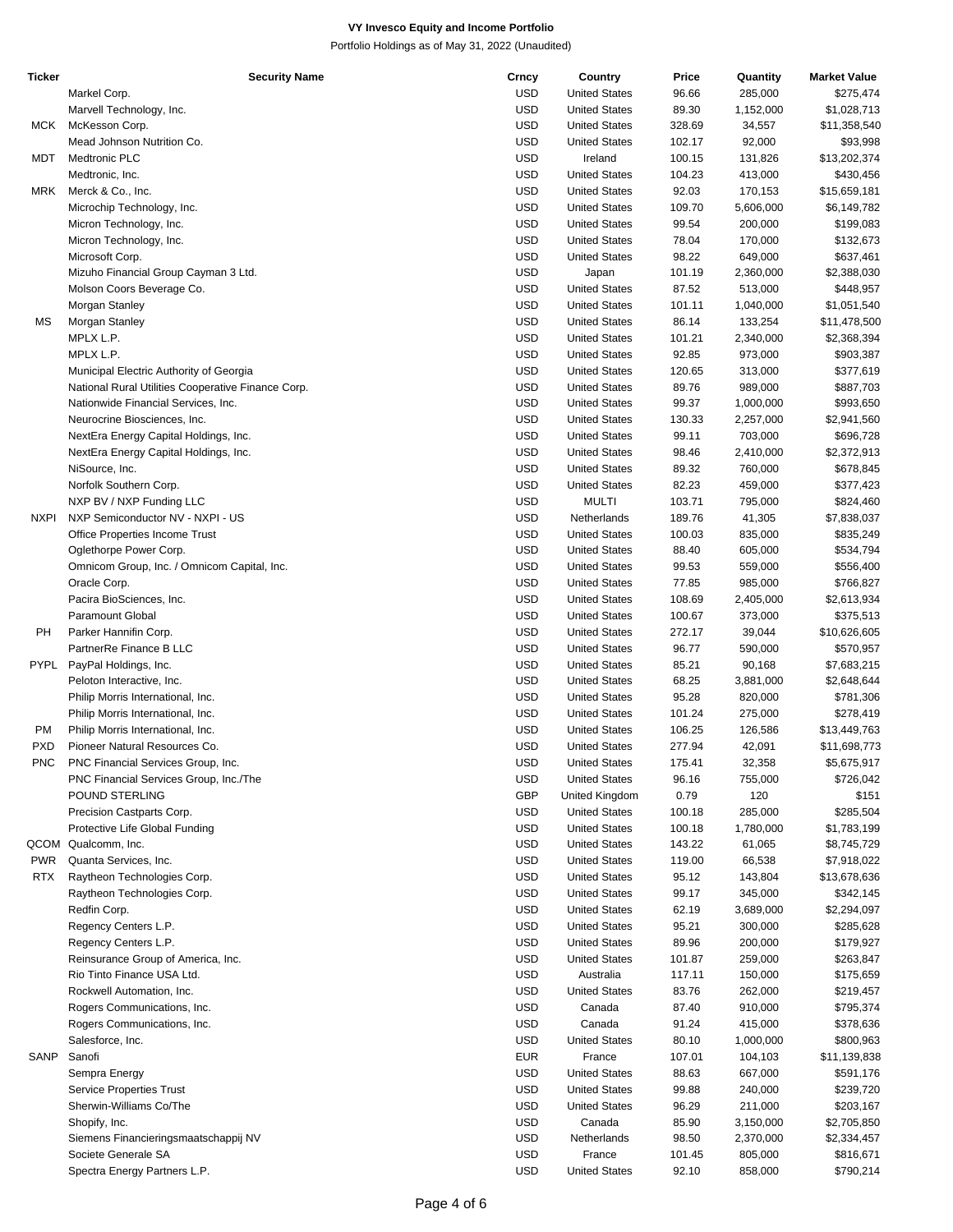**VY Invesco Equity and Income Portfolio**

Portfolio Holdings as of May 31, 2022 (Unaudited)

| Ticker | Security Name | Crncy | Country | Price | Quantity | Market Value |
|---|---|---|---|---|---|---|
| | Markel Corp. | USD | United States | 96.66 | 285,000 | $275,474 |
| | Marvell Technology, Inc. | USD | United States | 89.30 | 1,152,000 | $1,028,713 |
| MCK | McKesson Corp. | USD | United States | 328.69 | 34,557 | $11,358,540 |
| | Mead Johnson Nutrition Co. | USD | United States | 102.17 | 92,000 | $93,998 |
| MDT | Medtronic PLC | USD | Ireland | 100.15 | 131,826 | $13,202,374 |
| | Medtronic, Inc. | USD | United States | 104.23 | 413,000 | $430,456 |
| MRK | Merck & Co., Inc. | USD | United States | 92.03 | 170,153 | $15,659,181 |
| | Microchip Technology, Inc. | USD | United States | 109.70 | 5,606,000 | $6,149,782 |
| | Micron Technology, Inc. | USD | United States | 99.54 | 200,000 | $199,083 |
| | Micron Technology, Inc. | USD | United States | 78.04 | 170,000 | $132,673 |
| | Microsoft Corp. | USD | United States | 98.22 | 649,000 | $637,461 |
| | Mizuho Financial Group Cayman 3 Ltd. | USD | Japan | 101.19 | 2,360,000 | $2,388,030 |
| | Molson Coors Beverage Co. | USD | United States | 87.52 | 513,000 | $448,957 |
| | Morgan Stanley | USD | United States | 101.11 | 1,040,000 | $1,051,540 |
| MS | Morgan Stanley | USD | United States | 86.14 | 133,254 | $11,478,500 |
| | MPLX L.P. | USD | United States | 101.21 | 2,340,000 | $2,368,394 |
| | MPLX L.P. | USD | United States | 92.85 | 973,000 | $903,387 |
| | Municipal Electric Authority of Georgia | USD | United States | 120.65 | 313,000 | $377,619 |
| | National Rural Utilities Cooperative Finance Corp. | USD | United States | 89.76 | 989,000 | $887,703 |
| | Nationwide Financial Services, Inc. | USD | United States | 99.37 | 1,000,000 | $993,650 |
| | Neurocrine Biosciences, Inc. | USD | United States | 130.33 | 2,257,000 | $2,941,560 |
| | NextEra Energy Capital Holdings, Inc. | USD | United States | 99.11 | 703,000 | $696,728 |
| | NextEra Energy Capital Holdings, Inc. | USD | United States | 98.46 | 2,410,000 | $2,372,913 |
| | NiSource, Inc. | USD | United States | 89.32 | 760,000 | $678,845 |
| | Norfolk Southern Corp. | USD | United States | 82.23 | 459,000 | $377,423 |
| | NXP BV / NXP Funding LLC | USD | MULTI | 103.71 | 795,000 | $824,460 |
| NXPI | NXP Semiconductor NV - NXPI - US | USD | Netherlands | 189.76 | 41,305 | $7,838,037 |
| | Office Properties Income Trust | USD | United States | 100.03 | 835,000 | $835,249 |
| | Oglethorpe Power Corp. | USD | United States | 88.40 | 605,000 | $534,794 |
| | Omnicom Group, Inc. / Omnicom Capital, Inc. | USD | United States | 99.53 | 559,000 | $556,400 |
| | Oracle Corp. | USD | United States | 77.85 | 985,000 | $766,827 |
| | Pacira BioSciences, Inc. | USD | United States | 108.69 | 2,405,000 | $2,613,934 |
| | Paramount Global | USD | United States | 100.67 | 373,000 | $375,513 |
| PH | Parker Hannifin Corp. | USD | United States | 272.17 | 39,044 | $10,626,605 |
| | PartnerRe Finance B LLC | USD | United States | 96.77 | 590,000 | $570,957 |
| PYPL | PayPal Holdings, Inc. | USD | United States | 85.21 | 90,168 | $7,683,215 |
| | Peloton Interactive, Inc. | USD | United States | 68.25 | 3,881,000 | $2,648,644 |
| | Philip Morris International, Inc. | USD | United States | 95.28 | 820,000 | $781,306 |
| | Philip Morris International, Inc. | USD | United States | 101.24 | 275,000 | $278,419 |
| PM | Philip Morris International, Inc. | USD | United States | 106.25 | 126,586 | $13,449,763 |
| PXD | Pioneer Natural Resources Co. | USD | United States | 277.94 | 42,091 | $11,698,773 |
| PNC | PNC Financial Services Group, Inc. | USD | United States | 175.41 | 32,358 | $5,675,917 |
| | PNC Financial Services Group, Inc./The | USD | United States | 96.16 | 755,000 | $726,042 |
| | POUND STERLING | GBP | United Kingdom | 0.79 | 120 | $151 |
| | Precision Castparts Corp. | USD | United States | 100.18 | 285,000 | $285,504 |
| | Protective Life Global Funding | USD | United States | 100.18 | 1,780,000 | $1,783,199 |
| QCOM | Qualcomm, Inc. | USD | United States | 143.22 | 61,065 | $8,745,729 |
| PWR | Quanta Services, Inc. | USD | United States | 119.00 | 66,538 | $7,918,022 |
| RTX | Raytheon Technologies Corp. | USD | United States | 95.12 | 143,804 | $13,678,636 |
| | Raytheon Technologies Corp. | USD | United States | 99.17 | 345,000 | $342,145 |
| | Redfin Corp. | USD | United States | 62.19 | 3,689,000 | $2,294,097 |
| | Regency Centers L.P. | USD | United States | 95.21 | 300,000 | $285,628 |
| | Regency Centers L.P. | USD | United States | 89.96 | 200,000 | $179,927 |
| | Reinsurance Group of America, Inc. | USD | United States | 101.87 | 259,000 | $263,847 |
| | Rio Tinto Finance USA Ltd. | USD | Australia | 117.11 | 150,000 | $175,659 |
| | Rockwell Automation, Inc. | USD | United States | 83.76 | 262,000 | $219,457 |
| | Rogers Communications, Inc. | USD | Canada | 87.40 | 910,000 | $795,374 |
| | Rogers Communications, Inc. | USD | Canada | 91.24 | 415,000 | $378,636 |
| | Salesforce, Inc. | USD | United States | 80.10 | 1,000,000 | $800,963 |
| SANP | Sanofi | EUR | France | 107.01 | 104,103 | $11,139,838 |
| | Sempra Energy | USD | United States | 88.63 | 667,000 | $591,176 |
| | Service Properties Trust | USD | United States | 99.88 | 240,000 | $239,720 |
| | Sherwin-Williams Co/The | USD | United States | 96.29 | 211,000 | $203,167 |
| | Shopify, Inc. | USD | Canada | 85.90 | 3,150,000 | $2,705,850 |
| | Siemens Financieringsmaatschappij NV | USD | Netherlands | 98.50 | 2,370,000 | $2,334,457 |
| | Societe Generale SA | USD | France | 101.45 | 805,000 | $816,671 |
| | Spectra Energy Partners L.P. | USD | United States | 92.10 | 858,000 | $790,214 |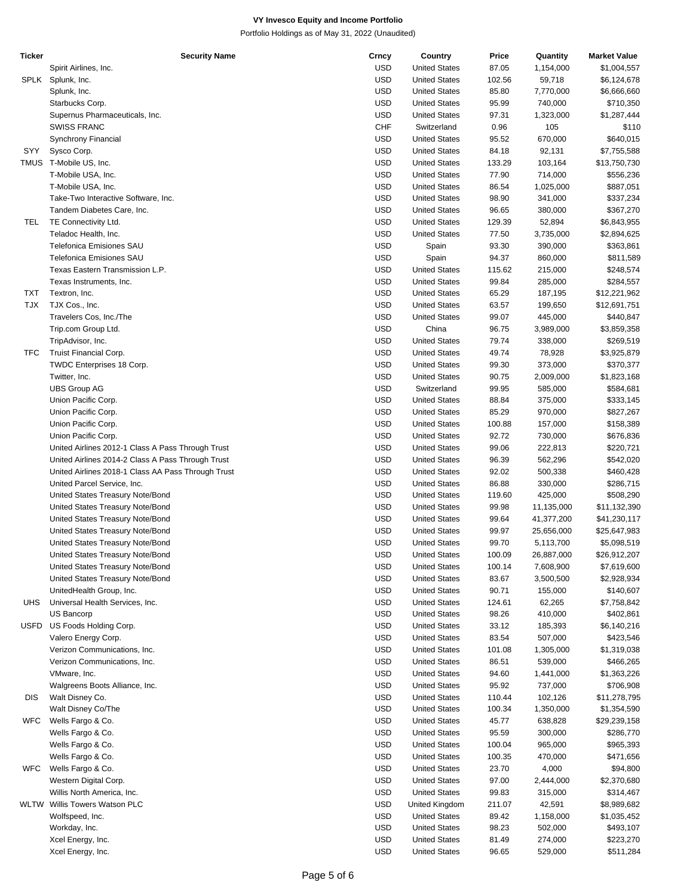**VY Invesco Equity and Income Portfolio**

Portfolio Holdings as of May 31, 2022 (Unaudited)

| Ticker | Security Name | Crncy | Country | Price | Quantity | Market Value |
|---|---|---|---|---|---|---|
| | Spirit Airlines, Inc. | USD | United States | 87.05 | 1,154,000 | $1,004,557 |
| SPLK | Splunk, Inc. | USD | United States | 102.56 | 59,718 | $6,124,678 |
| | Splunk, Inc. | USD | United States | 85.80 | 7,770,000 | $6,666,660 |
| | Starbucks Corp. | USD | United States | 95.99 | 740,000 | $710,350 |
| | Supernus Pharmaceuticals, Inc. | USD | United States | 97.31 | 1,323,000 | $1,287,444 |
| | SWISS FRANC | CHF | Switzerland | 0.96 | 105 | $110 |
| | Synchrony Financial | USD | United States | 95.52 | 670,000 | $640,015 |
| SYY | Sysco Corp. | USD | United States | 84.18 | 92,131 | $7,755,588 |
| TMUS | T-Mobile US, Inc. | USD | United States | 133.29 | 103,164 | $13,750,730 |
| | T-Mobile USA, Inc. | USD | United States | 77.90 | 714,000 | $556,236 |
| | T-Mobile USA, Inc. | USD | United States | 86.54 | 1,025,000 | $887,051 |
| | Take-Two Interactive Software, Inc. | USD | United States | 98.90 | 341,000 | $337,234 |
| | Tandem Diabetes Care, Inc. | USD | United States | 96.65 | 380,000 | $367,270 |
| TEL | TE Connectivity Ltd. | USD | United States | 129.39 | 52,894 | $6,843,955 |
| | Teladoc Health, Inc. | USD | United States | 77.50 | 3,735,000 | $2,894,625 |
| | Telefonica Emisiones SAU | USD | Spain | 93.30 | 390,000 | $363,861 |
| | Telefonica Emisiones SAU | USD | Spain | 94.37 | 860,000 | $811,589 |
| | Texas Eastern Transmission L.P. | USD | United States | 115.62 | 215,000 | $248,574 |
| | Texas Instruments, Inc. | USD | United States | 99.84 | 285,000 | $284,557 |
| TXT | Textron, Inc. | USD | United States | 65.29 | 187,195 | $12,221,962 |
| TJX | TJX Cos., Inc. | USD | United States | 63.57 | 199,650 | $12,691,751 |
| | Travelers Cos, Inc./The | USD | United States | 99.07 | 445,000 | $440,847 |
| | Trip.com Group Ltd. | USD | China | 96.75 | 3,989,000 | $3,859,358 |
| | TripAdvisor, Inc. | USD | United States | 79.74 | 338,000 | $269,519 |
| TFC | Truist Financial Corp. | USD | United States | 49.74 | 78,928 | $3,925,879 |
| | TWDC Enterprises 18 Corp. | USD | United States | 99.30 | 373,000 | $370,377 |
| | Twitter, Inc. | USD | United States | 90.75 | 2,009,000 | $1,823,168 |
| | UBS Group AG | USD | Switzerland | 99.95 | 585,000 | $584,681 |
| | Union Pacific Corp. | USD | United States | 88.84 | 375,000 | $333,145 |
| | Union Pacific Corp. | USD | United States | 85.29 | 970,000 | $827,267 |
| | Union Pacific Corp. | USD | United States | 100.88 | 157,000 | $158,389 |
| | Union Pacific Corp. | USD | United States | 92.72 | 730,000 | $676,836 |
| | United Airlines 2012-1 Class A Pass Through Trust | USD | United States | 99.06 | 222,813 | $220,721 |
| | United Airlines 2014-2 Class A Pass Through Trust | USD | United States | 96.39 | 562,296 | $542,020 |
| | United Airlines 2018-1 Class AA Pass Through Trust | USD | United States | 92.02 | 500,338 | $460,428 |
| | United Parcel Service, Inc. | USD | United States | 86.88 | 330,000 | $286,715 |
| | United States Treasury Note/Bond | USD | United States | 119.60 | 425,000 | $508,290 |
| | United States Treasury Note/Bond | USD | United States | 99.98 | 11,135,000 | $11,132,390 |
| | United States Treasury Note/Bond | USD | United States | 99.64 | 41,377,200 | $41,230,117 |
| | United States Treasury Note/Bond | USD | United States | 99.97 | 25,656,000 | $25,647,983 |
| | United States Treasury Note/Bond | USD | United States | 99.70 | 5,113,700 | $5,098,519 |
| | United States Treasury Note/Bond | USD | United States | 100.09 | 26,887,000 | $26,912,207 |
| | United States Treasury Note/Bond | USD | United States | 100.14 | 7,608,900 | $7,619,600 |
| | United States Treasury Note/Bond | USD | United States | 83.67 | 3,500,500 | $2,928,934 |
| | UnitedHealth Group, Inc. | USD | United States | 90.71 | 155,000 | $140,607 |
| UHS | Universal Health Services, Inc. | USD | United States | 124.61 | 62,265 | $7,758,842 |
| | US Bancorp | USD | United States | 98.26 | 410,000 | $402,861 |
| USFD | US Foods Holding Corp. | USD | United States | 33.12 | 185,393 | $6,140,216 |
| | Valero Energy Corp. | USD | United States | 83.54 | 507,000 | $423,546 |
| | Verizon Communications, Inc. | USD | United States | 101.08 | 1,305,000 | $1,319,038 |
| | Verizon Communications, Inc. | USD | United States | 86.51 | 539,000 | $466,265 |
| | VMware, Inc. | USD | United States | 94.60 | 1,441,000 | $1,363,226 |
| | Walgreens Boots Alliance, Inc. | USD | United States | 95.92 | 737,000 | $706,908 |
| DIS | Walt Disney Co. | USD | United States | 110.44 | 102,126 | $11,278,795 |
| | Walt Disney Co/The | USD | United States | 100.34 | 1,350,000 | $1,354,590 |
| WFC | Wells Fargo & Co. | USD | United States | 45.77 | 638,828 | $29,239,158 |
| | Wells Fargo & Co. | USD | United States | 95.59 | 300,000 | $286,770 |
| | Wells Fargo & Co. | USD | United States | 100.04 | 965,000 | $965,393 |
| | Wells Fargo & Co. | USD | United States | 100.35 | 470,000 | $471,656 |
| WFC | Wells Fargo & Co. | USD | United States | 23.70 | 4,000 | $94,800 |
| | Western Digital Corp. | USD | United States | 97.00 | 2,444,000 | $2,370,680 |
| | Willis North America, Inc. | USD | United States | 99.83 | 315,000 | $314,467 |
| WLTW | Willis Towers Watson PLC | USD | United Kingdom | 211.07 | 42,591 | $8,989,682 |
| | Wolfspeed, Inc. | USD | United States | 89.42 | 1,158,000 | $1,035,452 |
| | Workday, Inc. | USD | United States | 98.23 | 502,000 | $493,107 |
| | Xcel Energy, Inc. | USD | United States | 81.49 | 274,000 | $223,270 |
| | Xcel Energy, Inc. | USD | United States | 96.65 | 529,000 | $511,284 |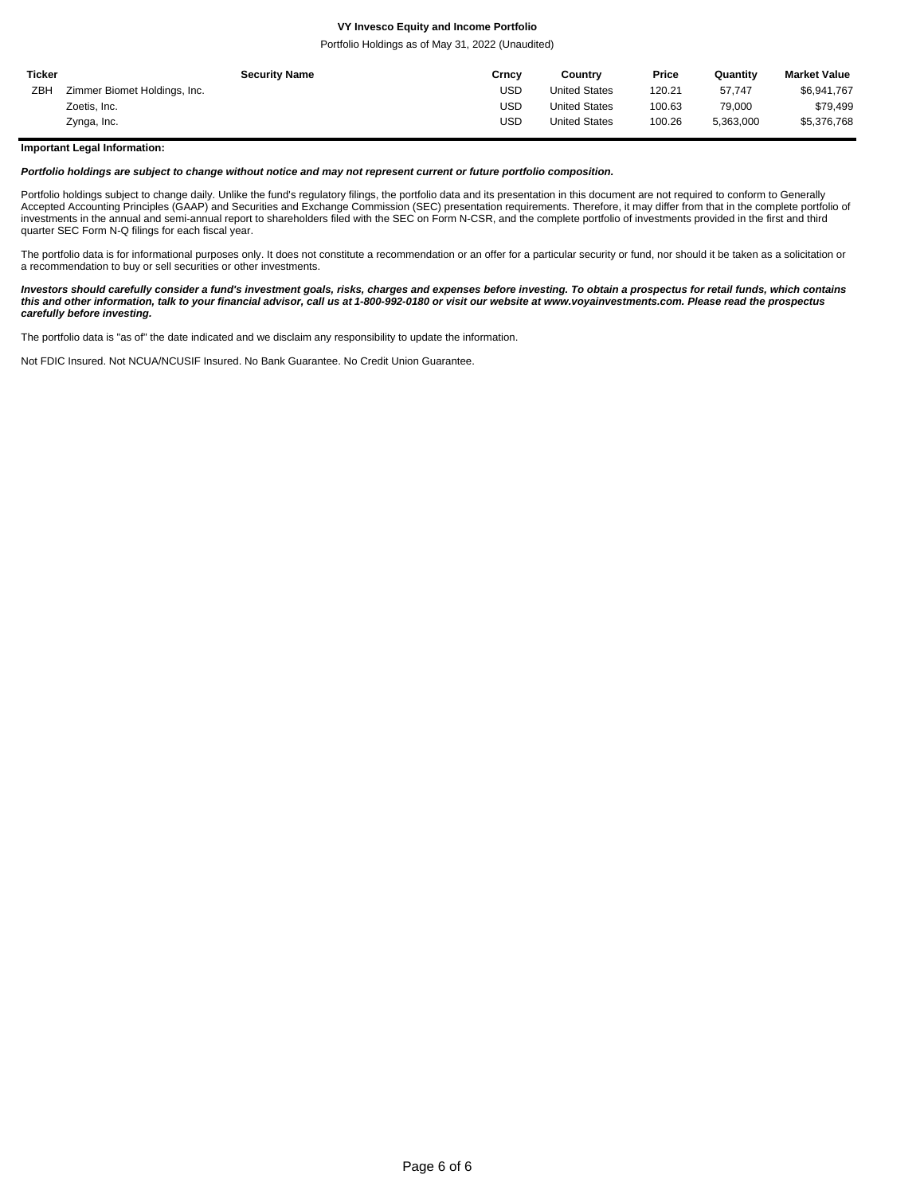**VY Invesco Equity and Income Portfolio**

Portfolio Holdings as of May 31, 2022 (Unaudited)

| Ticker | Security Name | Crncy | Country | Price | Quantity | Market Value |
|---|---|---|---|---|---|---|
| ZBH | Zimmer Biomet Holdings, Inc. | USD | United States | 120.21 | 57,747 | $6,941,767 |
| | Zoetis, Inc. | USD | United States | 100.63 | 79,000 | $79,499 |
| | Zynga, Inc. | USD | United States | 100.26 | 5,363,000 | $5,376,768 |

**Important Legal Information:**

***Portfolio holdings are subject to change without notice and may not represent current or future portfolio composition.***

Portfolio holdings subject to change daily. Unlike the fund's regulatory filings, the portfolio data and its presentation in this document are not required to conform to Generally Accepted Accounting Principles (GAAP) and Securities and Exchange Commission (SEC) presentation requirements. Therefore, it may differ from that in the complete portfolio of investments in the annual and semi-annual report to shareholders filed with the SEC on Form N-CSR, and the complete portfolio of investments provided in the first and third quarter SEC Form N-Q filings for each fiscal year.

The portfolio data is for informational purposes only. It does not constitute a recommendation or an offer for a particular security or fund, nor should it be taken as a solicitation or a recommendation to buy or sell securities or other investments.

***Investors should carefully consider a fund's investment goals, risks, charges and expenses before investing. To obtain a prospectus for retail funds, which contains this and other information, talk to your financial advisor, call us at 1-800-992-0180 or visit our website at www.voyainvestments.com. Please read the prospectus carefully before investing.***

The portfolio data is "as of" the date indicated and we disclaim any responsibility to update the information.

Not FDIC Insured. Not NCUA/NCUSIF Insured. No Bank Guarantee. No Credit Union Guarantee.